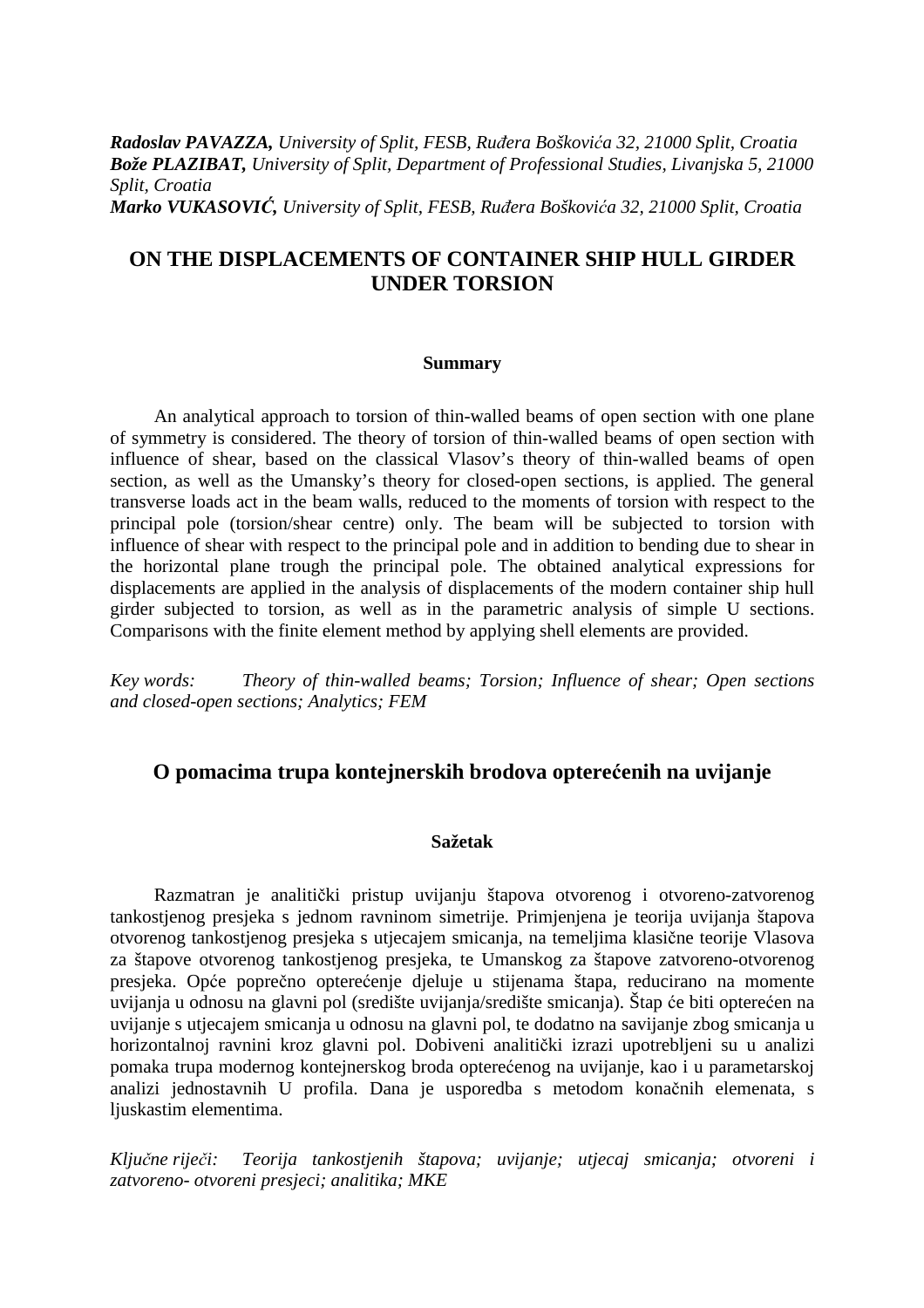***Radoslav PAVAZZA,*** *University of Split, FESB, Ruđera Boškovića 32, 21000 Split, Croatia*
***Bože PLAZIBAT,*** *University of Split, Department of Professional Studies, Livanjska 5, 21000 Split, Croatia*
***Marko VUKASOVIĆ,*** *University of Split, FESB, Ruđera Boškovića 32, 21000 Split, Croatia*

# ON THE DISPLACEMENTS OF CONTAINER SHIP HULL GIRDER UNDER TORSION

### Summary

An analytical approach to torsion of thin-walled beams of open section with one plane of symmetry is considered. The theory of torsion of thin-walled beams of open section with influence of shear, based on the classical Vlasov's theory of thin-walled beams of open section, as well as the Umansky's theory for closed-open sections, is applied. The general transverse loads act in the beam walls, reduced to the moments of torsion with respect to the principal pole (torsion/shear centre) only. The beam will be subjected to torsion with influence of shear with respect to the principal pole and in addition to bending due to shear in the horizontal plane trough the principal pole. The obtained analytical expressions for displacements are applied in the analysis of displacements of the modern container ship hull girder subjected to torsion, as well as in the parametric analysis of simple U sections. Comparisons with the finite element method by applying shell elements are provided.

*Key words: Theory of thin-walled beams; Torsion; Influence of shear; Open sections and closed-open sections; Analytics; FEM*

## O pomacima trupa kontejnerskih brodova opterećenih na uvijanje

### Sažetak

Razmatran je analitički pristup uvijanju štapova otvorenog i otvoreno-zatvorenog tankostjenog presjeka s jednom ravninom simetrije. Primjenjena je teorija uvijanja štapova otvorenog tankostjenog presjeka s utjecajem smicanja, na temeljima klasične teorije Vlasova za štapove otvorenog tankostjenog presjeka, te Umanskog za štapove zatvoreno-otvorenog presjeka. Opće poprečno opterećenje djeluje u stijenama štapa, reducirano na momente uvijanja u odnosu na glavni pol (središte uvijanja/središte smicanja). Štap će biti opterećen na uvijanje s utjecajem smicanja u odnosu na glavni pol, te dodatno na savijanje zbog smicanja u horizontalnoj ravnini kroz glavni pol. Dobiveni analitički izrazi upotrebljeni su u analizi pomaka trupa modernog kontejnerskog broda opterećenog na uvijanje, kao i u parametarskoj analizi jednostavnih U profila. Dana je usporedba s metodom konačnih elemenata, s ljuskastim elementima.

*Ključne riječi: Teorija tankostjenih štapova; uvijanje; utjecaj smicanja; otvoreni i zatvoreno- otvoreni presjeci; analitika; MKE*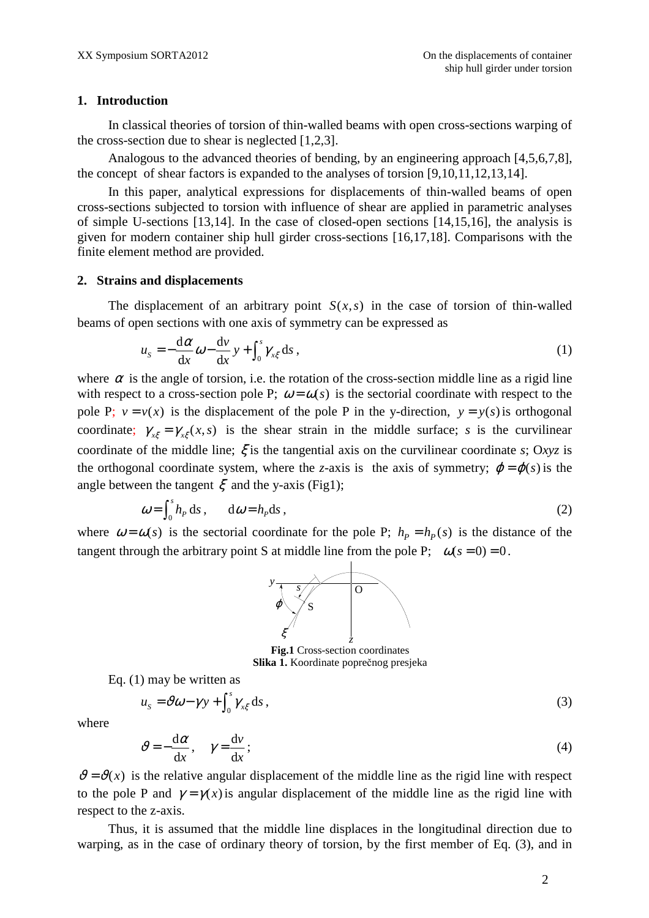## 1. Introduction

In classical theories of torsion of thin-walled beams with open cross-sections warping of the cross-section due to shear is neglected [1,2,3].

Analogous to the advanced theories of bending, by an engineering approach [4,5,6,7,8], the concept of shear factors is expanded to the analyses of torsion [9,10,11,12,13,14].

In this paper, analytical expressions for displacements of thin-walled beams of open cross-sections subjected to torsion with influence of shear are applied in parametric analyses of simple U-sections [13,14]. In the case of closed-open sections [14,15,16], the analysis is given for modern container ship hull girder cross-sections [16,17,18]. Comparisons with the finite element method are provided.

## 2. Strains and displacements

The displacement of an arbitrary point $S(x,s)$ in the case of torsion of thin-walled beams of open sections with one axis of symmetry can be expressed as

$$u_S = -\frac{\mathrm{d}\alpha}{\mathrm{d}x}\omega - \frac{\mathrm{d}v}{\mathrm{d}x}y + \int_0^s \gamma_{x\xi}\,\mathrm{d}s\,, \tag{1}$$

where $\alpha$ is the angle of torsion, i.e. the rotation of the cross-section middle line as a rigid line with respect to a cross-section pole P; $\omega = \omega(s)$ is the sectorial coordinate with respect to the pole P; $v = v(x)$ is the displacement of the pole P in the y-direction, $y = y(s)$ is orthogonal coordinate; $\gamma_{x\xi} = \gamma_{x\xi}(x,s)$ is the shear strain in the middle surface; $s$ is the curvilinear coordinate of the middle line; $\xi$ is the tangential axis on the curvilinear coordinate $s$; O$xyz$ is the orthogonal coordinate system, where the $z$-axis is the axis of symmetry; $\varphi = \varphi(s)$ is the angle between the tangent $\xi$ and the y-axis (Fig1);

$$\omega = \int_0^s h_P\,\mathrm{d}s\,, \qquad \mathrm{d}\omega = h_P \mathrm{d}s\,, \tag{2}$$

where $\omega = \omega(s)$ is the sectorial coordinate for the pole P; $h_P = h_P(s)$ is the distance of the tangent through the arbitrary point S at middle line from the pole P; $\omega(s=0) = 0$.

**Fig.1** Cross-section coordinates
**Slika 1.** Koordinate poprečnog presjeka

Eq. (1) may be written as

$$u_S = \vartheta\omega - \gamma y + \int_0^s \gamma_{x\xi}\,\mathrm{d}s\,, \tag{3}$$

where

$$\vartheta = -\frac{\mathrm{d}\alpha}{\mathrm{d}x}\,, \quad \gamma = \frac{\mathrm{d}v}{\mathrm{d}x}\,; \tag{4}$$

$\vartheta = \vartheta(x)$ is the relative angular displacement of the middle line as the rigid line with respect to the pole P and $\gamma = \gamma(x)$ is angular displacement of the middle line as the rigid line with respect to the z-axis.

Thus, it is assumed that the middle line displaces in the longitudinal direction due to warping, as in the case of ordinary theory of torsion, by the first member of Eq. (3), and in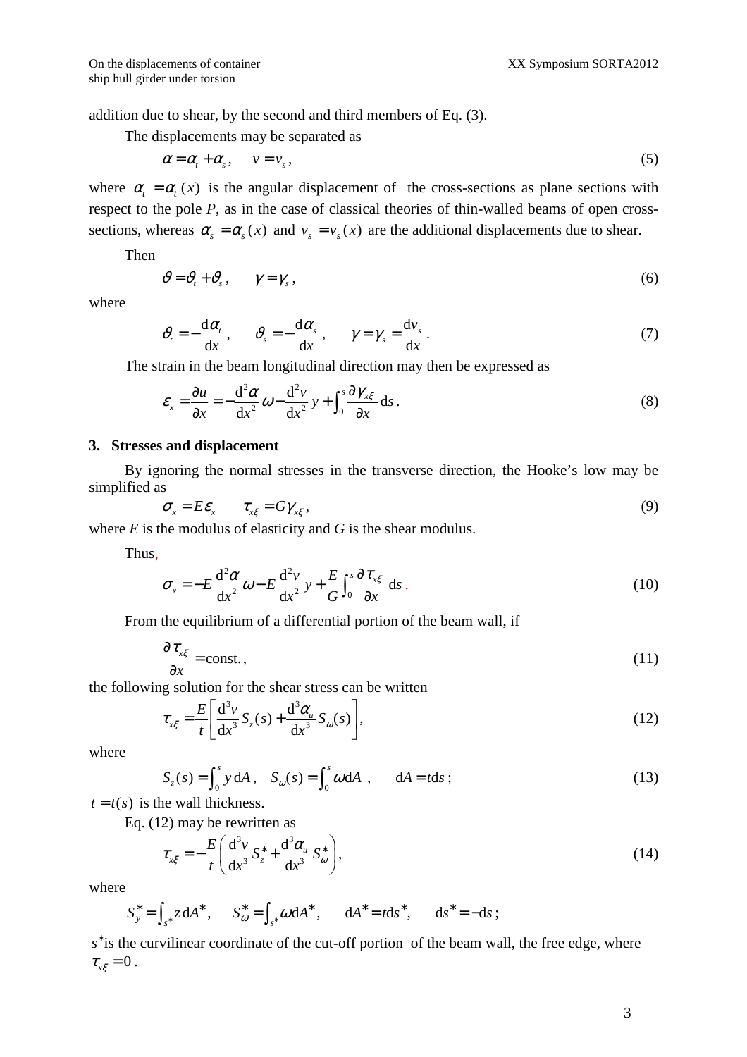addition due to shear, by the second and third members of Eq. (3).

The displacements may be separated as

$$\alpha = \alpha_t + \alpha_s, \quad v = v_s, \tag{5}$$

where $\alpha_t = \alpha_t(x)$ is the angular displacement of the cross-sections as plane sections with respect to the pole *P*, as in the case of classical theories of thin-walled beams of open cross-sections, whereas $\alpha_s = \alpha_s(x)$ and $v_s = v_s(x)$ are the additional displacements due to shear.

Then

$$\vartheta = \vartheta_t + \vartheta_s, \quad \gamma = \gamma_s, \tag{6}$$

where

$$\vartheta_t = -\frac{\mathrm{d}\alpha_t}{\mathrm{d}x}, \quad \vartheta_s = -\frac{\mathrm{d}\alpha_s}{\mathrm{d}x}, \quad \gamma = \gamma_s = \frac{\mathrm{d}v_s}{\mathrm{d}x}. \tag{7}$$

The strain in the beam longitudinal direction may then be expressed as

$$\varepsilon_x = \frac{\partial u}{\partial x} = -\frac{\mathrm{d}^2\alpha}{\mathrm{d}x^2}\omega - \frac{\mathrm{d}^2 v}{\mathrm{d}x^2}y + \int_0^s \frac{\partial \gamma_{x\xi}}{\partial x}\mathrm{d}s. \tag{8}$$

## 3. Stresses and displacement

By ignoring the normal stresses in the transverse direction, the Hooke's low may be simplified as

$$\sigma_x = E\varepsilon_x \qquad \tau_{x\xi} = G\gamma_{x\xi}, \tag{9}$$

where *E* is the modulus of elasticity and *G* is the shear modulus.

Thus,

$$\sigma_x = -E\frac{\mathrm{d}^2\alpha}{\mathrm{d}x^2}\omega - E\frac{\mathrm{d}^2 v}{\mathrm{d}x^2}y + \frac{E}{G}\int_0^s \frac{\partial \tau_{x\xi}}{\partial x}\mathrm{d}s. \tag{10}$$

From the equilibrium of a differential portion of the beam wall, if

$$\frac{\partial \tau_{x\xi}}{\partial x} = \text{const.}, \tag{11}$$

the following solution for the shear stress can be written

$$\tau_{x\xi} = \frac{E}{t}\left[\frac{\mathrm{d}^3 v}{\mathrm{d}x^3}S_z(s) + \frac{\mathrm{d}^3\alpha_u}{\mathrm{d}x^3}S_\omega(s)\right], \tag{12}$$

where

$$S_z(s) = \int_0^s y\,\mathrm{d}A, \quad S_\omega(s) = \int_0^s \omega\mathrm{d}A, \qquad \mathrm{d}A = t\mathrm{d}s; \tag{13}$$

$t = t(s)$ is the wall thickness.

Eq. (12) may be rewritten as

$$\tau_{x\xi} = -\frac{E}{t}\left(\frac{\mathrm{d}^3 v}{\mathrm{d}x^3}S_z^* + \frac{\mathrm{d}^3\alpha_u}{\mathrm{d}x^3}S_\omega^*\right), \tag{14}$$

where

$$S_y^* = \int_{s^*} z\,\mathrm{d}A^*, \quad S_\omega^* = \int_{s^*} \omega\mathrm{d}A^*, \qquad \mathrm{d}A^* = t\mathrm{d}s^*, \qquad \mathrm{d}s^* = -\mathrm{d}s;$$

$s^*$ is the curvilinear coordinate of the cut-off portion of the beam wall, the free edge, where $\tau_{x\xi} = 0$.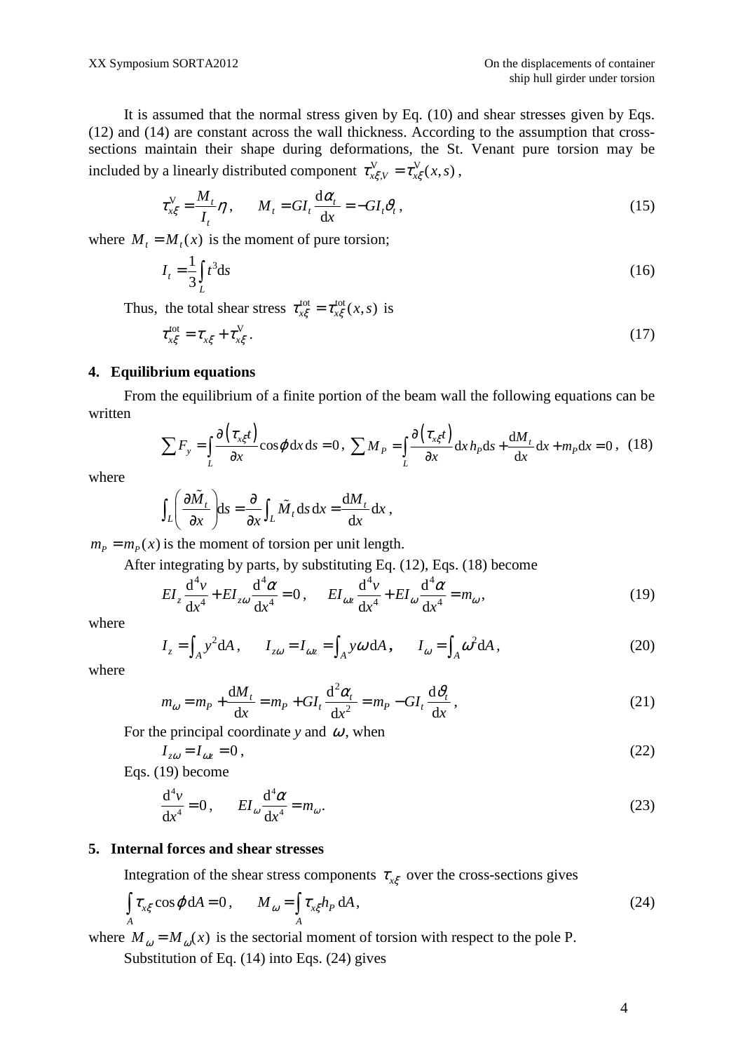It is assumed that the normal stress given by Eq. (10) and shear stresses given by Eqs. (12) and (14) are constant across the wall thickness. According to the assumption that cross-sections maintain their shape during deformations, the St. Venant pure torsion may be included by a linearly distributed component $\tau^{\mathrm{V}}_{x\xi,V} = \tau^{\mathrm{V}}_{x\xi}(x,s)$,

$$\tau^{\mathrm{V}}_{x\xi} = \frac{M_t}{I_t}\eta, \qquad M_t = GI_t \frac{\mathrm{d}\alpha_t}{\mathrm{d}x} = -GI_t\vartheta_t, \tag{15}$$

where $M_t = M_t(x)$ is the moment of pure torsion;

$$I_t = \frac{1}{3}\int_L t^3 \mathrm{d}s \tag{16}$$

Thus, the total shear stress $\tau^{\mathrm{tot}}_{x\xi} = \tau^{\mathrm{tot}}_{x\xi}(x,s)$ is

$$\tau^{\mathrm{tot}}_{x\xi} = \tau_{x\xi} + \tau^{\mathrm{V}}_{x\xi}. \tag{17}$$

## 4. Equilibrium equations

From the equilibrium of a finite portion of the beam wall the following equations can be written

$$\sum F_y = \int_L \frac{\partial\left(\tau_{x\xi}t\right)}{\partial x}\cos\varphi\,\mathrm{d}x\,\mathrm{d}s = 0, \; \sum M_P = \int_L \frac{\partial\left(\tau_{x\xi}t\right)}{\partial x}\mathrm{d}x\,h_P\mathrm{d}s + \frac{\mathrm{d}M_t}{\mathrm{d}x}\mathrm{d}x + m_P\mathrm{d}x = 0, \tag{18}$$

where

$$\int_L \left(\frac{\partial \tilde{M}_t}{\partial x}\right)\mathrm{d}s = \frac{\partial}{\partial x}\int_L \tilde{M}_t\,\mathrm{d}s\,\mathrm{d}x = \frac{\mathrm{d}M_t}{\mathrm{d}x}\mathrm{d}x,$$

$m_P = m_P(x)$ is the moment of torsion per unit length.

After integrating by parts, by substituting Eq. (12), Eqs. (18) become

$$EI_z\frac{\mathrm{d}^4 v}{\mathrm{d}x^4} + EI_{z\omega}\frac{\mathrm{d}^4\alpha}{\mathrm{d}x^4} = 0, \qquad EI_{\omega z}\frac{\mathrm{d}^4 v}{\mathrm{d}x^4} + EI_\omega\frac{\mathrm{d}^4\alpha}{\mathrm{d}x^4} = m_\omega, \tag{19}$$

where

$$I_z = \int_A y^2\mathrm{d}A, \qquad I_{z\omega} = I_{\omega z} = \int_A y\omega\,\mathrm{d}A, \qquad I_\omega = \int_A \omega^2\mathrm{d}A, \tag{20}$$

where

$$m_\omega = m_P + \frac{\mathrm{d}M_t}{\mathrm{d}x} = m_P + GI_t\frac{\mathrm{d}^2\alpha_t}{\mathrm{d}x^2} = m_P - GI_t\frac{\mathrm{d}\vartheta_t}{\mathrm{d}x}, \tag{21}$$

For the principal coordinate $y$ and $\omega$, when

$$I_{z\omega} = I_{\omega z} = 0, \tag{22}$$

Eqs. (19) become

$$\frac{\mathrm{d}^4 v}{\mathrm{d}x^4} = 0, \qquad EI_\omega\frac{\mathrm{d}^4\alpha}{\mathrm{d}x^4} = m_\omega. \tag{23}$$

## 5. Internal forces and shear stresses

Integration of the shear stress components $\tau_{x\xi}$ over the cross-sections gives

$$\int_A \tau_{x\xi}\cos\varphi\,\mathrm{d}A = 0, \qquad M_\omega = \int_A \tau_{x\xi}h_P\,\mathrm{d}A, \tag{24}$$

where $M_\omega = M_\omega(x)$ is the sectorial moment of torsion with respect to the pole P.

Substitution of Eq. (14) into Eqs. (24) gives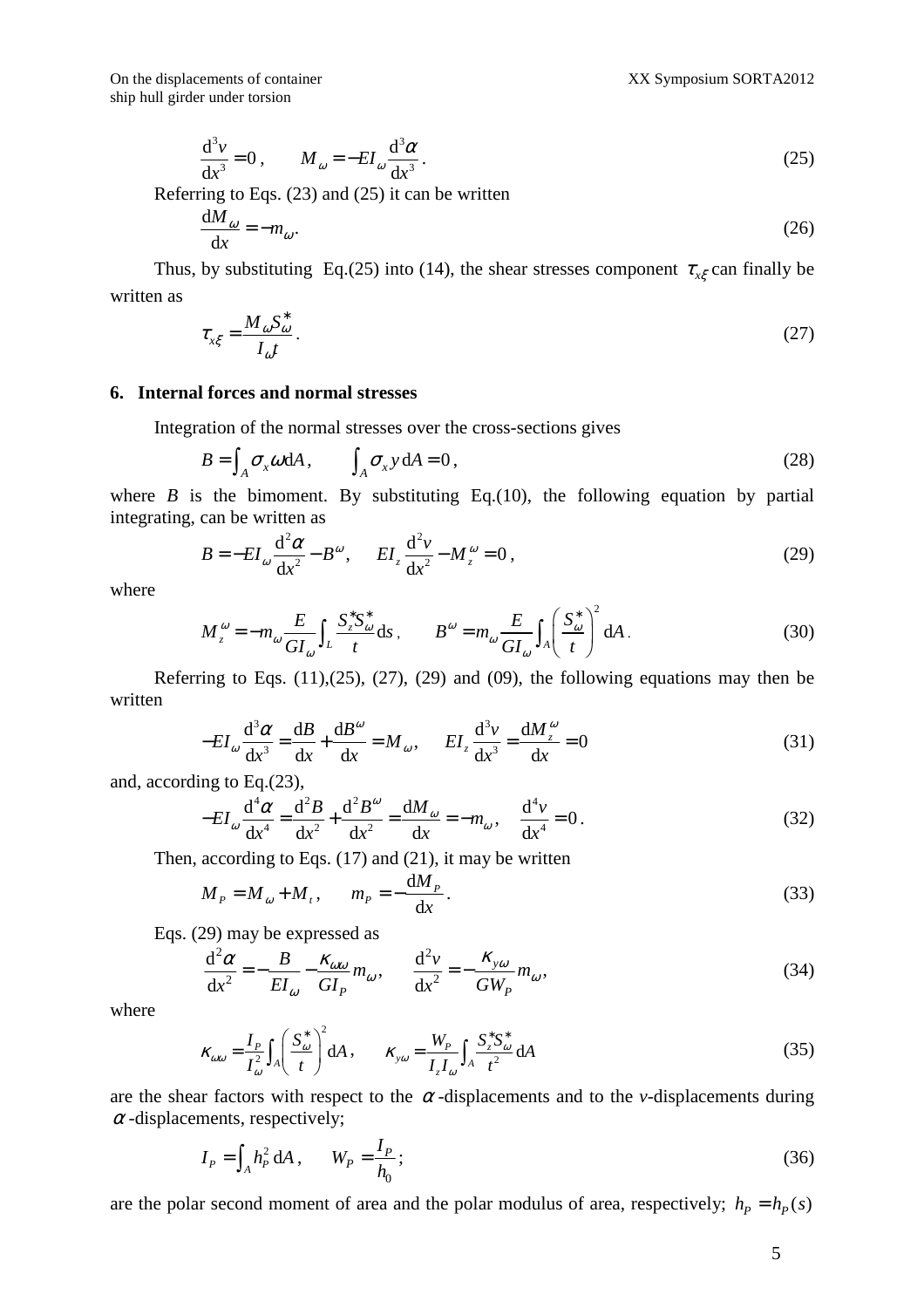$$\frac{\mathrm{d}^3 v}{\mathrm{d}x^3} = 0\,, \qquad M_\omega = -EI_\omega \frac{\mathrm{d}^3\alpha}{\mathrm{d}x^3}\,. \tag{25}$$

Referring to Eqs. (23) and (25) it can be written

$$\frac{\mathrm{d}M_\omega}{\mathrm{d}x} = -m_\omega. \tag{26}$$

Thus, by substituting Eq.(25) into (14), the shear stresses component $\tau_{x\xi}$ can finally be written as

$$\tau_{x\xi} = \frac{M_\omega S_\omega^*}{I_\omega t}\,. \tag{27}$$

## 6. Internal forces and normal stresses

Integration of the normal stresses over the cross-sections gives

$$B = \int_A \sigma_x \omega \mathrm{d}A\,, \qquad \int_A \sigma_x y\,\mathrm{d}A = 0\,, \tag{28}$$

where *B* is the bimoment. By substituting Eq.(10), the following equation by partial integrating, can be written as

$$B = -EI_\omega \frac{\mathrm{d}^2\alpha}{\mathrm{d}x^2} - B^\omega, \qquad EI_z \frac{\mathrm{d}^2 v}{\mathrm{d}x^2} - M_z^\omega = 0\,, \tag{29}$$

where

$$M_z^\omega = -m_\omega \frac{E}{GI_\omega}\int_L \frac{S_z^* S_\omega^*}{t}\mathrm{d}s\,, \qquad B^\omega = m_\omega \frac{E}{GI_\omega}\int_A \left(\frac{S_\omega^*}{t}\right)^2 \mathrm{d}A\,. \tag{30}$$

Referring to Eqs. (11),(25), (27), (29) and (09), the following equations may then be written

$$-EI_\omega \frac{\mathrm{d}^3\alpha}{\mathrm{d}x^3} = \frac{\mathrm{d}B}{\mathrm{d}x} + \frac{\mathrm{d}B^\omega}{\mathrm{d}x} = M_\omega, \qquad EI_z \frac{\mathrm{d}^3 v}{\mathrm{d}x^3} = \frac{\mathrm{d}M_z^\omega}{\mathrm{d}x} = 0 \tag{31}$$

and, according to Eq.(23),

$$-EI_\omega \frac{\mathrm{d}^4\alpha}{\mathrm{d}x^4} = \frac{\mathrm{d}^2 B}{\mathrm{d}x^2} + \frac{\mathrm{d}^2 B^\omega}{\mathrm{d}x^2} = \frac{\mathrm{d}M_\omega}{\mathrm{d}x} = -m_\omega, \qquad \frac{\mathrm{d}^4 v}{\mathrm{d}x^4} = 0\,. \tag{32}$$

Then, according to Eqs. (17) and (21), it may be written

$$M_P = M_\omega + M_t\,, \qquad m_P = -\frac{\mathrm{d}M_P}{\mathrm{d}x}\,. \tag{33}$$

Eqs. (29) may be expressed as

$$\frac{\mathrm{d}^2\alpha}{\mathrm{d}x^2} = -\frac{B}{EI_\omega} - \frac{\kappa_{\omega\omega}}{GI_P} m_\omega, \qquad \frac{\mathrm{d}^2 v}{\mathrm{d}x^2} = -\frac{\kappa_{y\omega}}{GW_P} m_\omega, \tag{34}$$

where

$$\kappa_{\omega\omega} = \frac{I_P}{I_\omega^2}\int_A \left(\frac{S_\omega^*}{t}\right)^2 \mathrm{d}A\,, \qquad \kappa_{y\omega} = \frac{W_P}{I_z I_\omega}\int_A \frac{S_z^* S_\omega^*}{t^2}\mathrm{d}A \tag{35}$$

are the shear factors with respect to the $\alpha$-displacements and to the *v*-displacements during $\alpha$-displacements, respectively;

$$I_P = \int_A h_P^2\,\mathrm{d}A\,, \qquad W_P = \frac{I_P}{h_0}; \tag{36}$$

are the polar second moment of area and the polar modulus of area, respectively; $h_P = h_P(s)$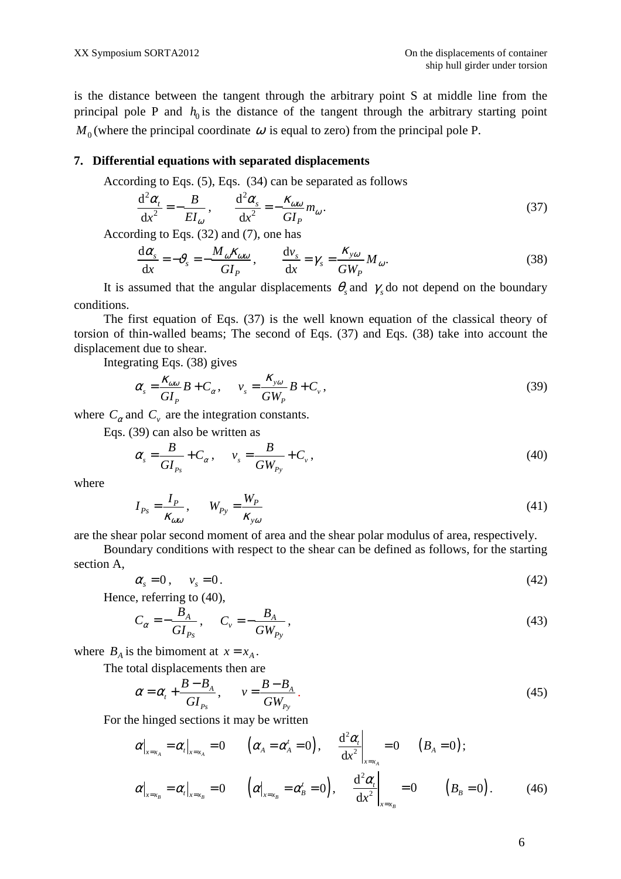is the distance between the tangent through the arbitrary point S at middle line from the principal pole P and $h_0$ is the distance of the tangent through the arbitrary starting point $M_0$ (where the principal coordinate $\omega$ is equal to zero) from the principal pole P.

## 7. Differential equations with separated displacements

According to Eqs. (5), Eqs. (34) can be separated as follows

$$\frac{\mathrm{d}^2\alpha_t}{\mathrm{d}x^2} = -\frac{B}{EI_\omega}, \qquad \frac{\mathrm{d}^2\alpha_s}{\mathrm{d}x^2} = -\frac{\kappa_{\omega\omega}}{GI_P} m_\omega. \tag{37}$$

According to Eqs. (32) and (7), one has

$$\frac{\mathrm{d}\alpha_s}{\mathrm{d}x} = -\vartheta_s = -\frac{M_\omega \kappa_{\omega\omega}}{GI_P}, \qquad \frac{\mathrm{d}v_s}{\mathrm{d}x} = \gamma_s = \frac{\kappa_{y\omega}}{GW_P} M_\omega. \tag{38}$$

It is assumed that the angular displacements $\theta_s$ and $\gamma_s$ do not depend on the boundary conditions.

The first equation of Eqs. (37) is the well known equation of the classical theory of torsion of thin-walled beams; The second of Eqs. (37) and Eqs. (38) take into account the displacement due to shear.

Integrating Eqs. (38) gives

$$\alpha_s = \frac{\kappa_{\omega\omega}}{GI_P} B + C_\alpha, \qquad v_s = \frac{\kappa_{y\omega}}{GW_P} B + C_v, \tag{39}$$

where $C_\alpha$ and $C_v$ are the integration constants.

Eqs. (39) can also be written as

$$\alpha_s = \frac{B}{GI_{Ps}} + C_\alpha, \qquad v_s = \frac{B}{GW_{Py}} + C_v, \tag{40}$$

where

$$I_{Ps} = \frac{I_P}{\kappa_{\omega\omega}}, \qquad W_{Py} = \frac{W_P}{\kappa_{y\omega}} \tag{41}$$

are the shear polar second moment of area and the shear polar modulus of area, respectively.

Boundary conditions with respect to the shear can be defined as follows, for the starting section A,

$$\alpha_s = 0, \qquad v_s = 0. \tag{42}$$

Hence, referring to (40),

$$C_\alpha = -\frac{B_A}{GI_{Ps}}, \qquad C_v = -\frac{B_A}{GW_{Py}}, \tag{43}$$

where $B_A$ is the bimoment at $x = x_A$.

The total displacements then are

$$\alpha = \alpha_t + \frac{B - B_A}{GI_{Ps}}, \qquad v = \frac{B - B_A}{GW_{Py}}. \tag{45}$$

For the hinged sections it may be written

$$\alpha\big|_{x=x_A} = \alpha_t\big|_{x=x_A} = 0 \qquad \left(\alpha_A = \alpha_A^t = 0\right), \qquad \left.\frac{\mathrm{d}^2\alpha_t}{\mathrm{d}x^2}\right|_{x=x_A} = 0 \qquad \left(B_A = 0\right);$$

$$\alpha\big|_{x=x_B} = \alpha_t\big|_{x=x_B} = 0 \qquad \left(\alpha\big|_{x=x_B} = \alpha_B^t = 0\right), \qquad \left.\frac{\mathrm{d}^2\alpha_t}{\mathrm{d}x^2}\right|_{x=x_B} = 0 \qquad \left(B_B = 0\right). \tag{46}$$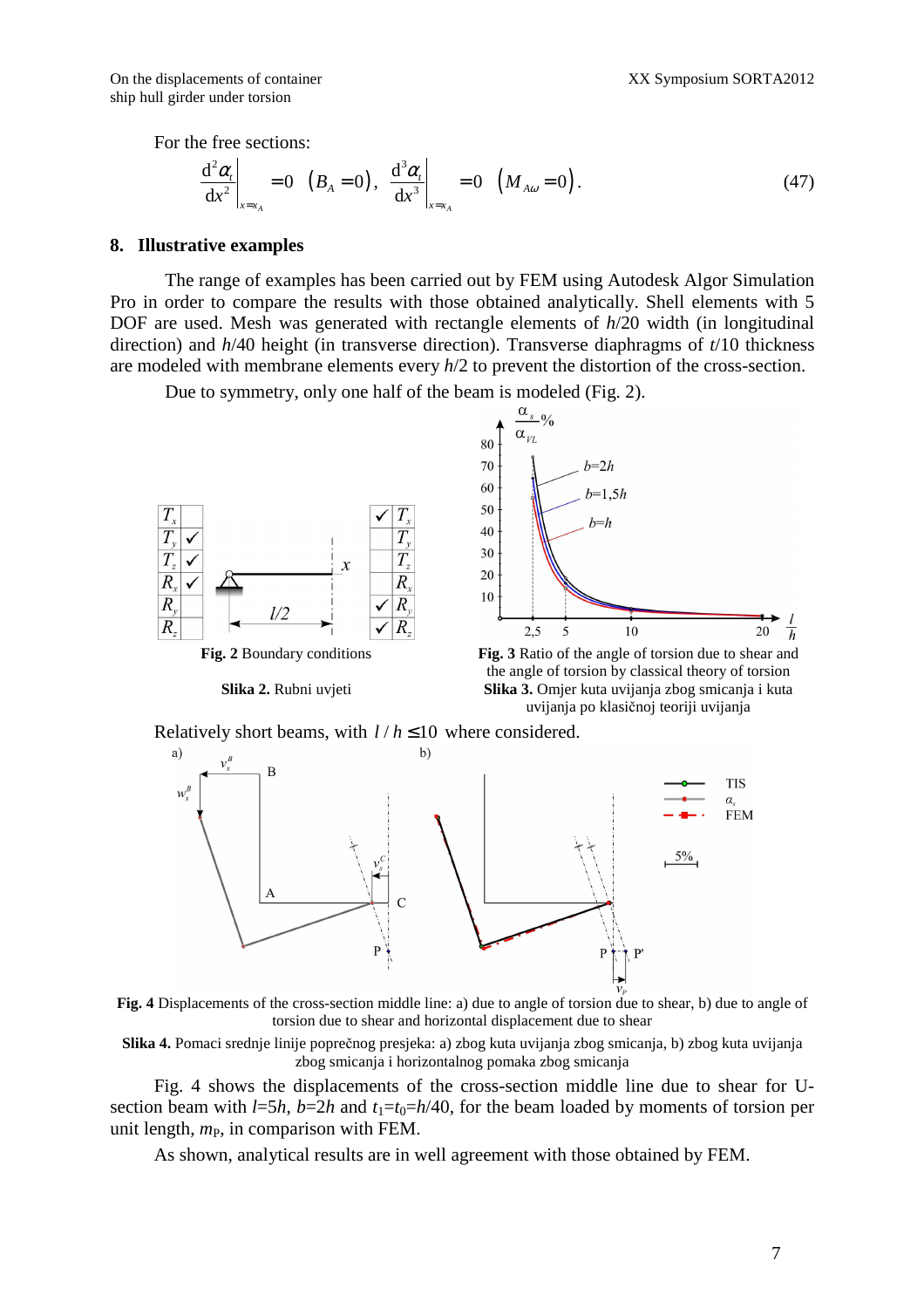For the free sections:

$$\left.\frac{\mathrm{d}^2\alpha_t}{\mathrm{d}x^2}\right|_{x=x_A}=0 \quad (B_A=0), \quad \left.\frac{\mathrm{d}^3\alpha_t}{\mathrm{d}x^3}\right|_{x=x_A}=0 \quad (M_{A\omega}=0). \tag{47}$$

## 8. Illustrative examples

The range of examples has been carried out by FEM using Autodesk Algor Simulation Pro in order to compare the results with those obtained analytically. Shell elements with 5 DOF are used. Mesh was generated with rectangle elements of $h/20$ width (in longitudinal direction) and $h/40$ height (in transverse direction). Transverse diaphragms of $t/10$ thickness are modeled with membrane elements every $h/2$ to prevent the distortion of the cross-section.

Due to symmetry, only one half of the beam is modeled (Fig. 2).

**Fig. 2** Boundary conditions

**Slika 2.** Rubni uvjeti

**Fig. 3** Ratio of the angle of torsion due to shear and the angle of torsion by classical theory of torsion

**Slika 3.** Omjer kuta uvijanja zbog smicanja i kuta uvijanja po klasičnoj teoriji uvijanja

Relatively short beams, with $l/h \le 10$ where considered.

**Fig. 4** Displacements of the cross-section middle line: a) due to angle of torsion due to shear, b) due to angle of torsion due to shear and horizontal displacement due to shear

**Slika 4.** Pomaci srednje linije poprečnog presjeka: a) zbog kuta uvijanja zbog smicanja, b) zbog kuta uvijanja zbog smicanja i horizontalnog pomaka zbog smicanja

Fig. 4 shows the displacements of the cross-section middle line due to shear for U-section beam with $l$=5$h$, $b$=2$h$ and $t_1$=$t_0$=$h$/40, for the beam loaded by moments of torsion per unit length, $m_P$, in comparison with FEM.

As shown, analytical results are in well agreement with those obtained by FEM.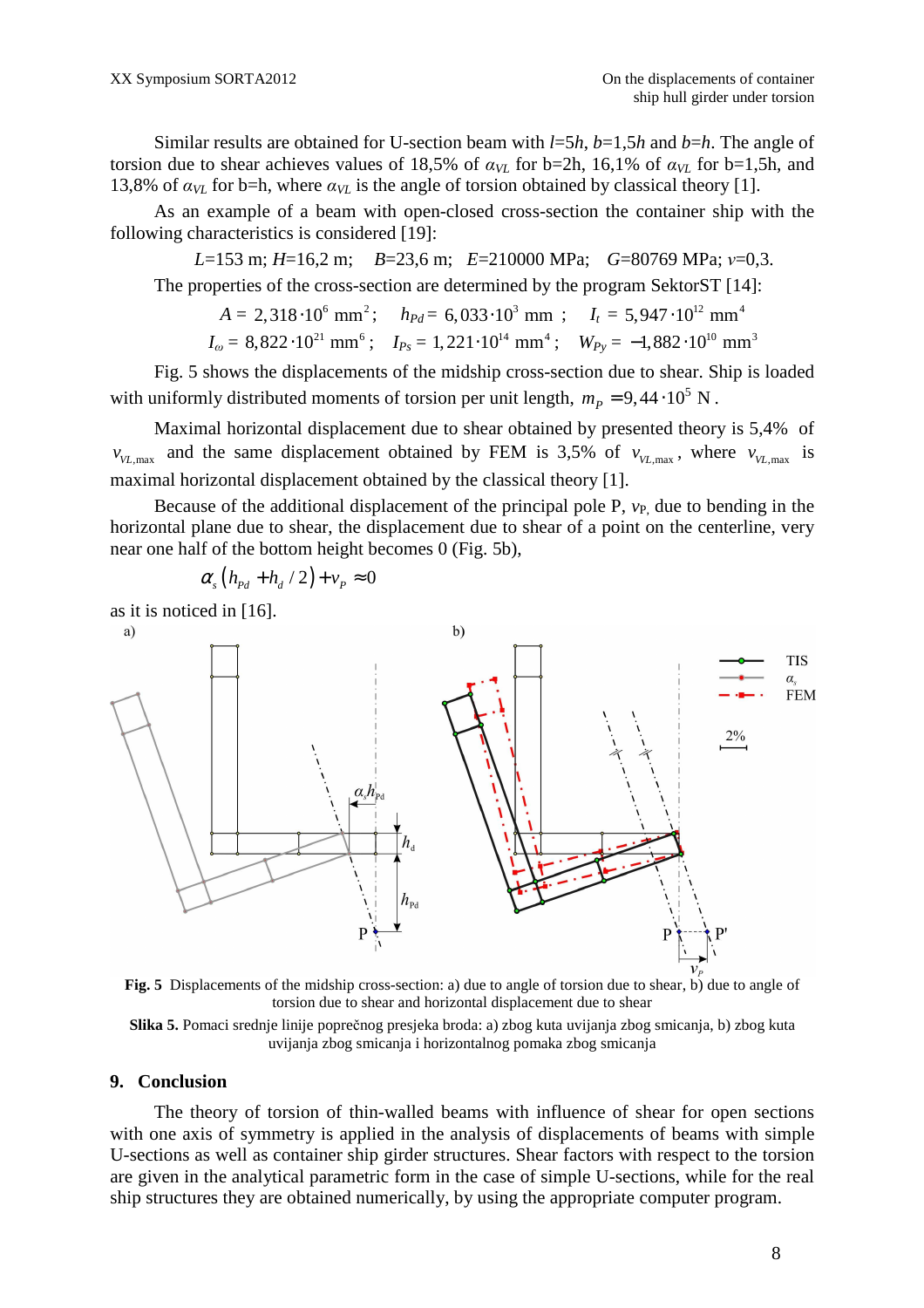Similar results are obtained for U-section beam with $l$=5$h$, $b$=1,5$h$ and $b$=$h$. The angle of torsion due to shear achieves values of 18,5% of $\alpha_{VL}$ for b=2h, 16,1% of $\alpha_{VL}$ for b=1,5h, and 13,8% of $\alpha_{VL}$ for b=h, where $\alpha_{VL}$ is the angle of torsion obtained by classical theory [1].

As an example of a beam with open-closed cross-section the container ship with the following characteristics is considered [19]:

$$L=153 \text{ m}; \; H=16{,}2 \text{ m}; \quad B=23{,}6 \text{ m}; \quad E=210000 \text{ MPa}; \quad G=80769 \text{ MPa}; \; \nu=0{,}3.$$

The properties of the cross-section are determined by the program SektorST [14]:

$$A = 2{,}318\cdot 10^{6} \text{ mm}^{2}; \quad h_{Pd} = 6{,}033\cdot 10^{3} \text{ mm}; \quad I_t = 5{,}947\cdot 10^{12} \text{ mm}^{4}$$

$$I_{\omega} = 8{,}822\cdot 10^{21} \text{ mm}^{6}; \quad I_{Ps} = 1{,}221\cdot 10^{14} \text{ mm}^{4}; \quad W_{Py} = -1{,}882\cdot 10^{10} \text{ mm}^{3}$$

Fig. 5 shows the displacements of the midship cross-section due to shear. Ship is loaded with uniformly distributed moments of torsion per unit length, $m_P = 9{,}44\cdot 10^{5}$ N.

Maximal horizontal displacement due to shear obtained by presented theory is 5,4% of $v_{VL,\max}$ and the same displacement obtained by FEM is 3,5% of $v_{VL,\max}$, where $v_{VL,\max}$ is maximal horizontal displacement obtained by the classical theory [1].

Because of the additional displacement of the principal pole P, $v_P$, due to bending in the horizontal plane due to shear, the displacement due to shear of a point on the centerline, very near one half of the bottom height becomes 0 (Fig. 5b),

$$\alpha_s\left(h_{Pd} + h_d/2\right) + v_P \approx 0$$

as it is noticed in [16].

**Fig. 5** Displacements of the midship cross-section: a) due to angle of torsion due to shear, b) due to angle of torsion due to shear and horizontal displacement due to shear

**Slika 5.** Pomaci srednje linije poprečnog presjeka broda: a) zbog kuta uvijanja zbog smicanja, b) zbog kuta uvijanja zbog smicanja i horizontalnog pomaka zbog smicanja

## 9. Conclusion

The theory of torsion of thin-walled beams with influence of shear for open sections with one axis of symmetry is applied in the analysis of displacements of beams with simple U-sections as well as container ship girder structures. Shear factors with respect to the torsion are given in the analytical parametric form in the case of simple U-sections, while for the real ship structures they are obtained numerically, by using the appropriate computer program.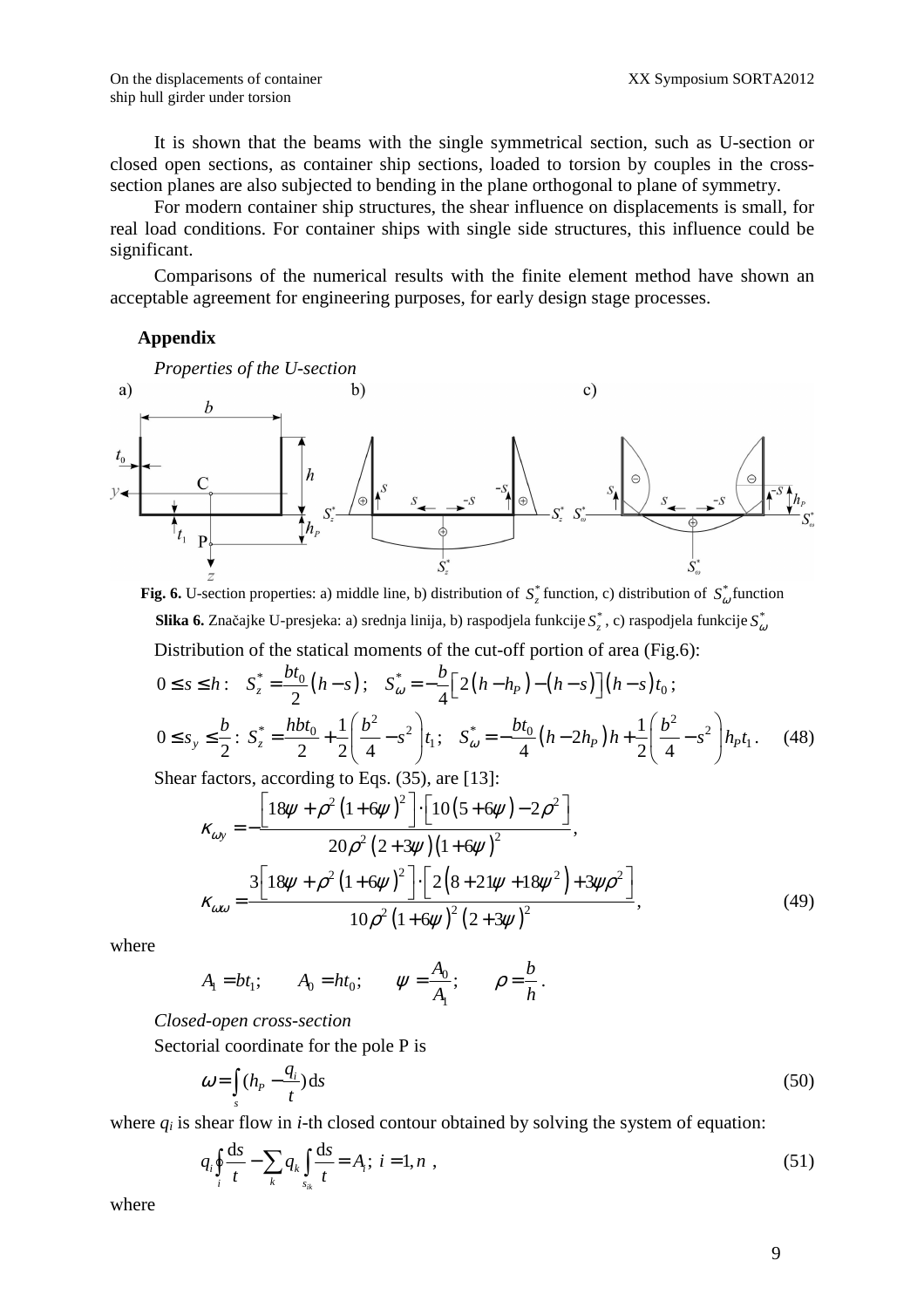It is shown that the beams with the single symmetrical section, such as U-section or closed open sections, as container ship sections, loaded to torsion by couples in the cross-section planes are also subjected to bending in the plane orthogonal to plane of symmetry.

For modern container ship structures, the shear influence on displacements is small, for real load conditions. For container ships with single side structures, this influence could be significant.

Comparisons of the numerical results with the finite element method have shown an acceptable agreement for engineering purposes, for early design stage processes.

## Appendix

*Properties of the U-section*

**Fig. 6.** U-section properties: a) middle line, b) distribution of $S_z^*$ function, c) distribution of $S_\omega^*$ function

**Slika 6.** Značajke U-presjeka: a) srednja linija, b) raspodjela funkcije $S_z^*$, c) raspodjela funkcije $S_\omega^*$

Distribution of the statical moments of the cut-off portion of area (Fig.6):

$$0 \le s \le h: \quad S_z^* = \frac{bt_0}{2}(h-s); \quad S_\omega^* = -\frac{b}{4}\left[2(h-h_P)-(h-s)\right](h-s)t_0;$$

$$0 \le s_y \le \frac{b}{2}: \; S_z^* = \frac{hbt_0}{2} + \frac{1}{2}\left(\frac{b^2}{4}-s^2\right)t_1; \quad S_\omega^* = -\frac{bt_0}{4}(h-2h_P)h + \frac{1}{2}\left(\frac{b^2}{4}-s^2\right)h_P t_1. \tag{48}$$

Shear factors, according to Eqs. (35), are [13]:

$$\kappa_{\omega y} = -\frac{\left[18\psi + \rho^2(1+6\psi)^2\right]\cdot\left[10(5+6\psi)-2\rho^2\right]}{20\rho^2(2+3\psi)(1+6\psi)^2},$$

$$\kappa_{\omega\omega} = \frac{3\left[18\psi + \rho^2(1+6\psi)^2\right]\cdot\left[2\left(8+21\psi+18\psi^2\right)+3\psi\rho^2\right]}{10\rho^2(1+6\psi)^2(2+3\psi)^2}, \tag{49}$$

where

$$A_1 = bt_1; \qquad A_0 = ht_0; \qquad \psi = \frac{A_0}{A_1}; \qquad \rho = \frac{b}{h}.$$

*Closed-open cross-section*

Sectorial coordinate for the pole P is

$$\omega = \int_s \left(h_P - \frac{q_i}{t}\right)\mathrm{d}s \tag{50}$$

where $q_i$ is shear flow in $i$-th closed contour obtained by solving the system of equation:

$$q_i \oint_i \frac{\mathrm{d}s}{t} - \sum_k q_k \int_{s_{ik}} \frac{\mathrm{d}s}{t} = A_i; \; i = 1, n \;, \tag{51}$$

where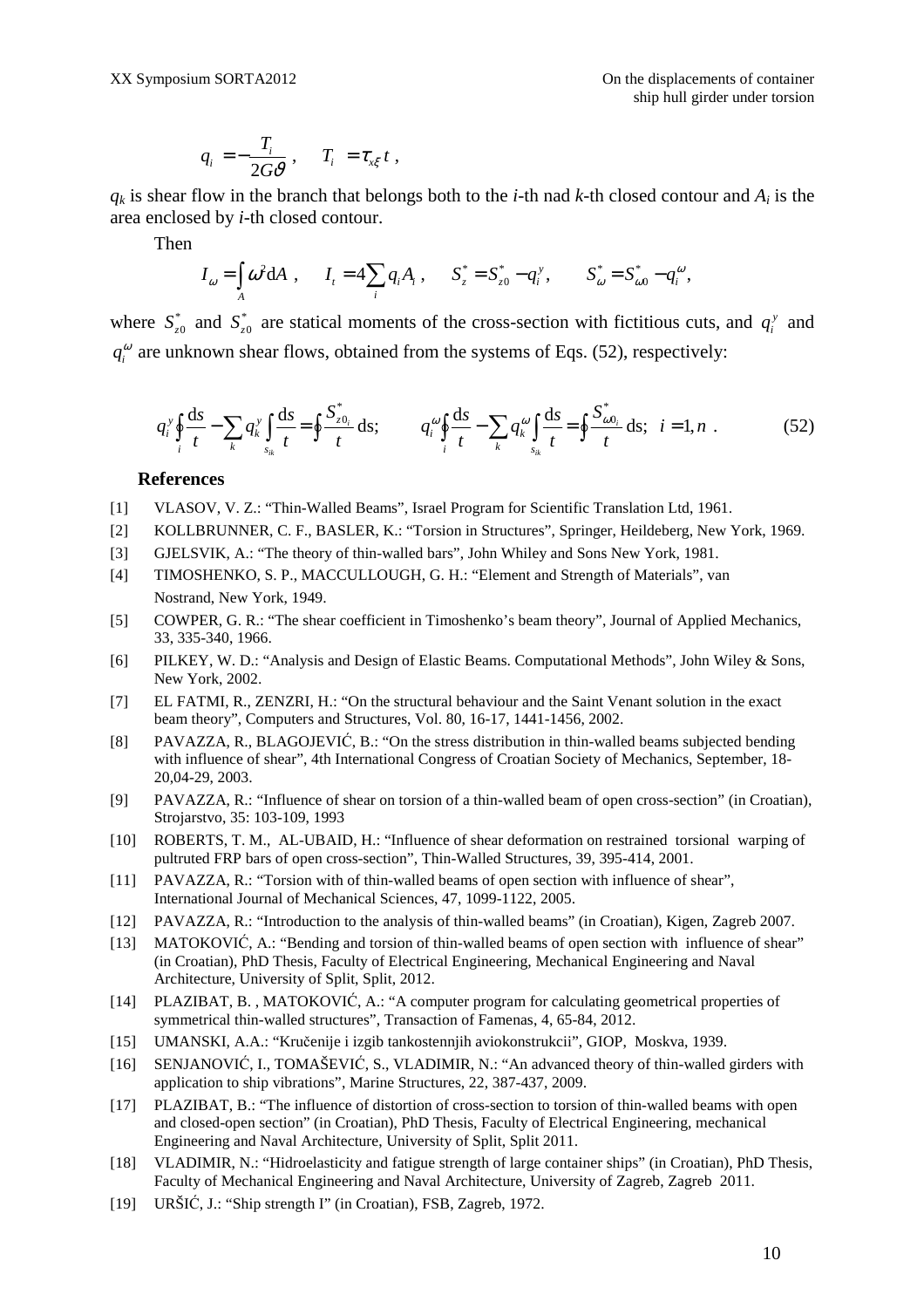$$q_i = -\frac{T_i}{2G\vartheta}, \quad T_i = \tau_{x\xi} t,$$

$q_k$ is shear flow in the branch that belongs both to the *i*-th nad *k*-th closed contour and $A_i$ is the area enclosed by *i*-th closed contour.

Then

$$I_\omega = \int_A \omega^2 \mathrm{d}A, \quad I_t = 4\sum_i q_i A_i, \quad S_z^* = S_{z0}^* - q_i^y, \quad S_\omega^* = S_{\omega 0}^* - q_i^\omega,$$

where $S_{z0}^*$ and $S_{z0}^*$ are statical moments of the cross-section with fictitious cuts, and $q_i^y$ and $q_i^\omega$ are unknown shear flows, obtained from the systems of Eqs. (52), respectively:

$$q_i^y \oint_i \frac{\mathrm{d}s}{t} - \sum_k q_k^y \int_{s_{ik}} \frac{\mathrm{d}s}{t} = \oint \frac{S_{z0_i}^*}{t} \mathrm{d}s; \qquad q_i^\omega \oint_i \frac{\mathrm{d}s}{t} - \sum_k q_k^\omega \int_{s_{ik}} \frac{\mathrm{d}s}{t} = \oint \frac{S_{\omega 0_i}^*}{t} \mathrm{d}s; \quad i = 1, n \; . \tag{52}$$

## References

[1] VLASOV, V. Z.: "Thin-Walled Beams", Israel Program for Scientific Translation Ltd, 1961.

[2] KOLLBRUNNER, C. F., BASLER, K.: "Torsion in Structures", Springer, Heildeberg, New York, 1969.

[3] GJELSVIK, A.: "The theory of thin-walled bars", John Whiley and Sons New York, 1981.

[4] TIMOSHENKO, S. P., MACCULLOUGH, G. H.: "Element and Strength of Materials", van Nostrand, New York, 1949.

[5] COWPER, G. R.: "The shear coefficient in Timoshenko's beam theory", Journal of Applied Mechanics, 33, 335-340, 1966.

[6] PILKEY, W. D.: "Analysis and Design of Elastic Beams. Computational Methods", John Wiley & Sons, New York, 2002.

[7] EL FATMI, R., ZENZRI, H.: "On the structural behaviour and the Saint Venant solution in the exact beam theory", Computers and Structures, Vol. 80, 16-17, 1441-1456, 2002.

[8] PAVAZZA, R., BLAGOJEVIĆ, B.: "On the stress distribution in thin-walled beams subjected bending with influence of shear", 4th International Congress of Croatian Society of Mechanics, September, 18-20,04-29, 2003.

[9] PAVAZZA, R.: "Influence of shear on torsion of a thin-walled beam of open cross-section" (in Croatian), Strojarstvo, 35: 103-109, 1993

[10] ROBERTS, T. M., AL-UBAID, H.: "Influence of shear deformation on restrained torsional warping of pultruted FRP bars of open cross-section", Thin-Walled Structures, 39, 395-414, 2001.

[11] PAVAZZA, R.: "Torsion with of thin-walled beams of open section with influence of shear", International Journal of Mechanical Sciences, 47, 1099-1122, 2005.

[12] PAVAZZA, R.: "Introduction to the analysis of thin-walled beams" (in Croatian), Kigen, Zagreb 2007.

[13] MATOKOVIĆ, A.: "Bending and torsion of thin-walled beams of open section with influence of shear" (in Croatian), PhD Thesis, Faculty of Electrical Engineering, Mechanical Engineering and Naval Architecture, University of Split, Split, 2012.

[14] PLAZIBAT, B. , MATOKOVIĆ, A.: "A computer program for calculating geometrical properties of symmetrical thin-walled structures", Transaction of Famenas, 4, 65-84, 2012.

[15] UMANSKI, A.A.: "Kručenije i izgib tankostennjih aviokonstrukcii", GIOP, Moskva, 1939.

[16] SENJANOVIĆ, I., TOMAŠEVIĆ, S., VLADIMIR, N.: "An advanced theory of thin-walled girders with application to ship vibrations", Marine Structures, 22, 387-437, 2009.

[17] PLAZIBAT, B.: "The influence of distortion of cross-section to torsion of thin-walled beams with open and closed-open section" (in Croatian), PhD Thesis, Faculty of Electrical Engineering, mechanical Engineering and Naval Architecture, University of Split, Split 2011.

[18] VLADIMIR, N.: "Hidroelasticity and fatigue strength of large container ships" (in Croatian), PhD Thesis, Faculty of Mechanical Engineering and Naval Architecture, University of Zagreb, Zagreb 2011.

[19] URŠIĆ, J.: "Ship strength I" (in Croatian), FSB, Zagreb, 1972.